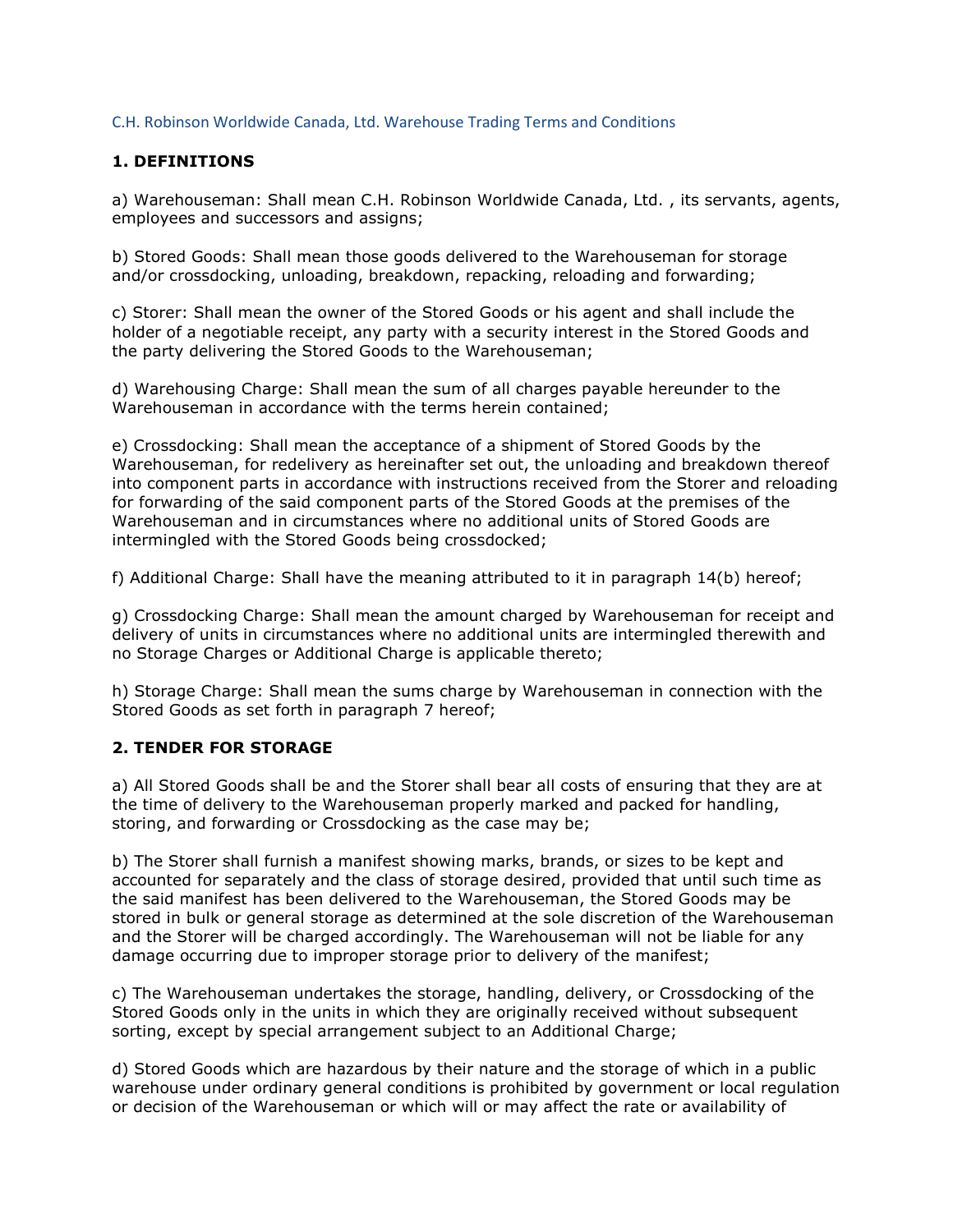C.H. Robinson Worldwide Canada, Ltd. Warehouse Trading Terms and Conditions

## 1. DEFINITIONS

a) Warehouseman: Shall mean C.H. Robinson Worldwide Canada, Ltd. , its servants, agents, employees and successors and assigns;

b) Stored Goods: Shall mean those goods delivered to the Warehouseman for storage and/or crossdocking, unloading, breakdown, repacking, reloading and forwarding;

c) Storer: Shall mean the owner of the Stored Goods or his agent and shall include the holder of a negotiable receipt, any party with a security interest in the Stored Goods and the party delivering the Stored Goods to the Warehouseman;

d) Warehousing Charge: Shall mean the sum of all charges payable hereunder to the Warehouseman in accordance with the terms herein contained;

e) Crossdocking: Shall mean the acceptance of a shipment of Stored Goods by the Warehouseman, for redelivery as hereinafter set out, the unloading and breakdown thereof into component parts in accordance with instructions received from the Storer and reloading for forwarding of the said component parts of the Stored Goods at the premises of the Warehouseman and in circumstances where no additional units of Stored Goods are intermingled with the Stored Goods being crossdocked;

f) Additional Charge: Shall have the meaning attributed to it in paragraph 14(b) hereof;

g) Crossdocking Charge: Shall mean the amount charged by Warehouseman for receipt and delivery of units in circumstances where no additional units are intermingled therewith and no Storage Charges or Additional Charge is applicable thereto;

h) Storage Charge: Shall mean the sums charge by Warehouseman in connection with the Stored Goods as set forth in paragraph 7 hereof;

## 2. TENDER FOR STORAGE

a) All Stored Goods shall be and the Storer shall bear all costs of ensuring that they are at the time of delivery to the Warehouseman properly marked and packed for handling, storing, and forwarding or Crossdocking as the case may be;

b) The Storer shall furnish a manifest showing marks, brands, or sizes to be kept and accounted for separately and the class of storage desired, provided that until such time as the said manifest has been delivered to the Warehouseman, the Stored Goods may be stored in bulk or general storage as determined at the sole discretion of the Warehouseman and the Storer will be charged accordingly. The Warehouseman will not be liable for any damage occurring due to improper storage prior to delivery of the manifest;

c) The Warehouseman undertakes the storage, handling, delivery, or Crossdocking of the Stored Goods only in the units in which they are originally received without subsequent sorting, except by special arrangement subject to an Additional Charge;

d) Stored Goods which are hazardous by their nature and the storage of which in a public warehouse under ordinary general conditions is prohibited by government or local regulation or decision of the Warehouseman or which will or may affect the rate or availability of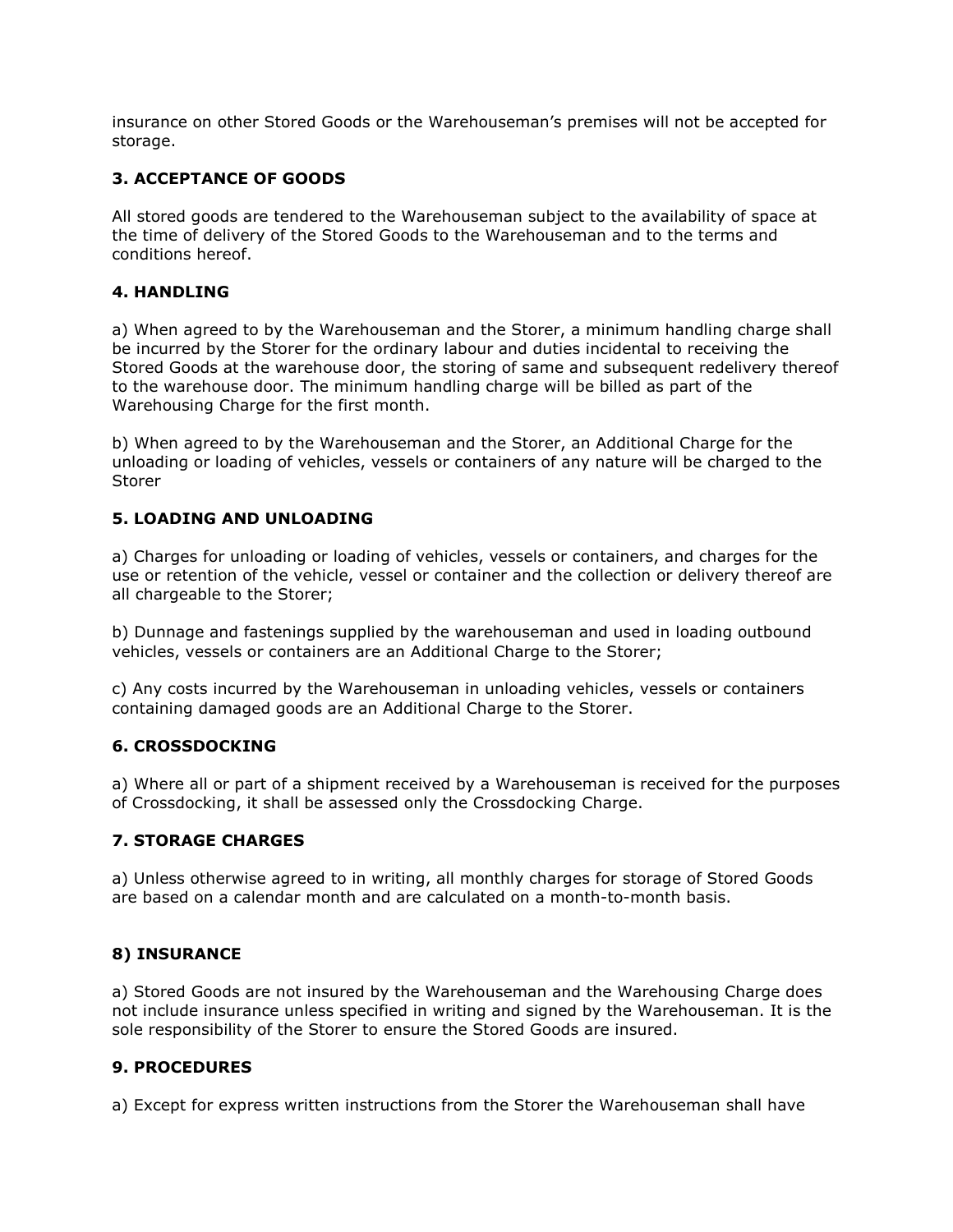insurance on other Stored Goods or the Warehouseman's premises will not be accepted for storage.

### 3. ACCEPTANCE OF GOODS

All stored goods are tendered to the Warehouseman subject to the availability of space at the time of delivery of the Stored Goods to the Warehouseman and to the terms and conditions hereof.

### 4. HANDLING

a) When agreed to by the Warehouseman and the Storer, a minimum handling charge shall be incurred by the Storer for the ordinary labour and duties incidental to receiving the Stored Goods at the warehouse door, the storing of same and subsequent redelivery thereof to the warehouse door. The minimum handling charge will be billed as part of the Warehousing Charge for the first month.

b) When agreed to by the Warehouseman and the Storer, an Additional Charge for the unloading or loading of vehicles, vessels or containers of any nature will be charged to the Storer

### 5. LOADING AND UNLOADING

a) Charges for unloading or loading of vehicles, vessels or containers, and charges for the use or retention of the vehicle, vessel or container and the collection or delivery thereof are all chargeable to the Storer;

b) Dunnage and fastenings supplied by the warehouseman and used in loading outbound vehicles, vessels or containers are an Additional Charge to the Storer;

c) Any costs incurred by the Warehouseman in unloading vehicles, vessels or containers containing damaged goods are an Additional Charge to the Storer.

### 6. CROSSDOCKING

a) Where all or part of a shipment received by a Warehouseman is received for the purposes of Crossdocking, it shall be assessed only the Crossdocking Charge.

### 7. STORAGE CHARGES

a) Unless otherwise agreed to in writing, all monthly charges for storage of Stored Goods are based on a calendar month and are calculated on a month-to-month basis.

### 8) INSURANCE

a) Stored Goods are not insured by the Warehouseman and the Warehousing Charge does not include insurance unless specified in writing and signed by the Warehouseman. It is the sole responsibility of the Storer to ensure the Stored Goods are insured.

### 9. PROCEDURES

a) Except for express written instructions from the Storer the Warehouseman shall have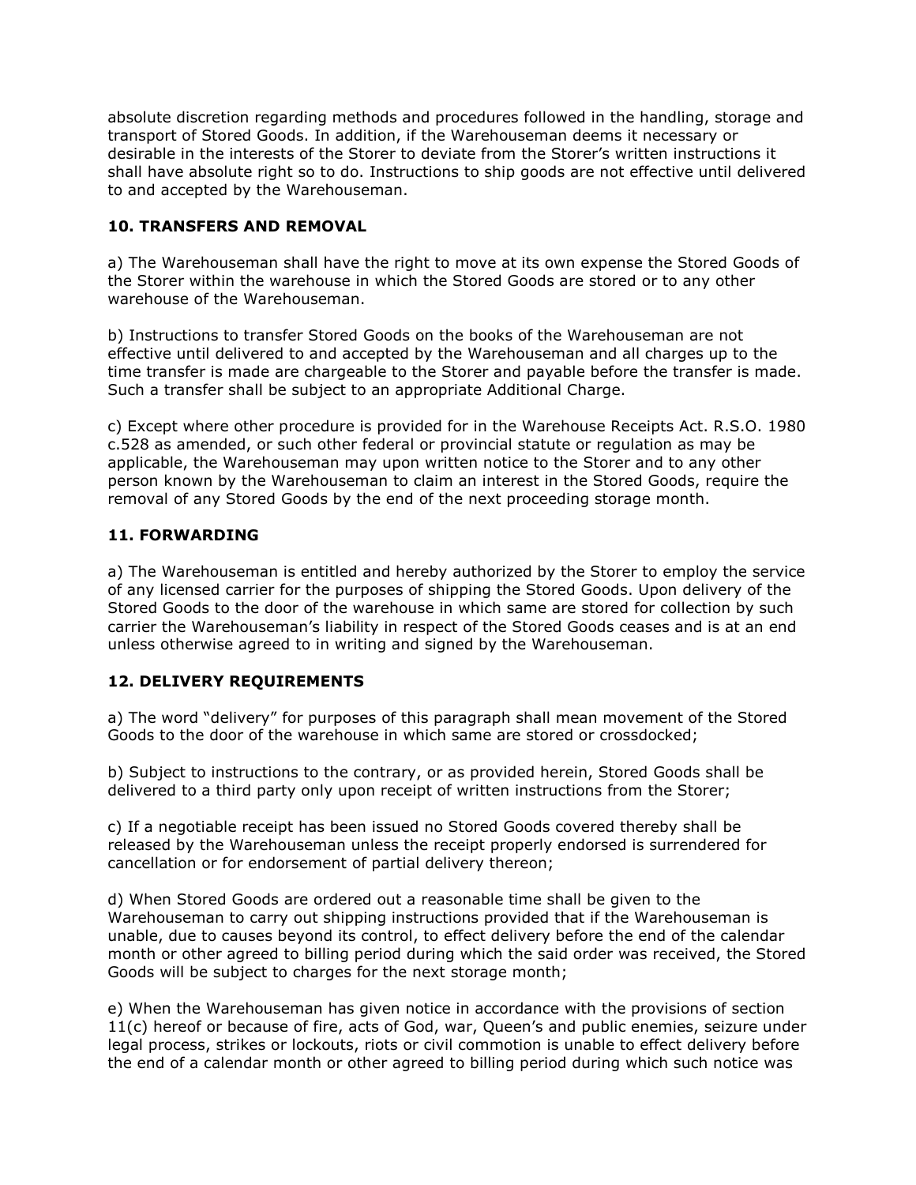absolute discretion regarding methods and procedures followed in the handling, storage and transport of Stored Goods. In addition, if the Warehouseman deems it necessary or desirable in the interests of the Storer to deviate from the Storer's written instructions it shall have absolute right so to do. Instructions to ship goods are not effective until delivered to and accepted by the Warehouseman.

### 10. TRANSFERS AND REMOVAL

a) The Warehouseman shall have the right to move at its own expense the Stored Goods of the Storer within the warehouse in which the Stored Goods are stored or to any other warehouse of the Warehouseman.

b) Instructions to transfer Stored Goods on the books of the Warehouseman are not effective until delivered to and accepted by the Warehouseman and all charges up to the time transfer is made are chargeable to the Storer and payable before the transfer is made. Such a transfer shall be subject to an appropriate Additional Charge.

c) Except where other procedure is provided for in the Warehouse Receipts Act. R.S.O. 1980 c.528 as amended, or such other federal or provincial statute or regulation as may be applicable, the Warehouseman may upon written notice to the Storer and to any other person known by the Warehouseman to claim an interest in the Stored Goods, require the removal of any Stored Goods by the end of the next proceeding storage month.

### 11. FORWARDING

a) The Warehouseman is entitled and hereby authorized by the Storer to employ the service of any licensed carrier for the purposes of shipping the Stored Goods. Upon delivery of the Stored Goods to the door of the warehouse in which same are stored for collection by such carrier the Warehouseman's liability in respect of the Stored Goods ceases and is at an end unless otherwise agreed to in writing and signed by the Warehouseman.

### 12. DELIVERY REQUIREMENTS

a) The word "delivery" for purposes of this paragraph shall mean movement of the Stored Goods to the door of the warehouse in which same are stored or crossdocked;

b) Subject to instructions to the contrary, or as provided herein, Stored Goods shall be delivered to a third party only upon receipt of written instructions from the Storer;

c) If a negotiable receipt has been issued no Stored Goods covered thereby shall be released by the Warehouseman unless the receipt properly endorsed is surrendered for cancellation or for endorsement of partial delivery thereon;

d) When Stored Goods are ordered out a reasonable time shall be given to the Warehouseman to carry out shipping instructions provided that if the Warehouseman is unable, due to causes beyond its control, to effect delivery before the end of the calendar month or other agreed to billing period during which the said order was received, the Stored Goods will be subject to charges for the next storage month;

e) When the Warehouseman has given notice in accordance with the provisions of section 11(c) hereof or because of fire, acts of God, war, Queen's and public enemies, seizure under legal process, strikes or lockouts, riots or civil commotion is unable to effect delivery before the end of a calendar month or other agreed to billing period during which such notice was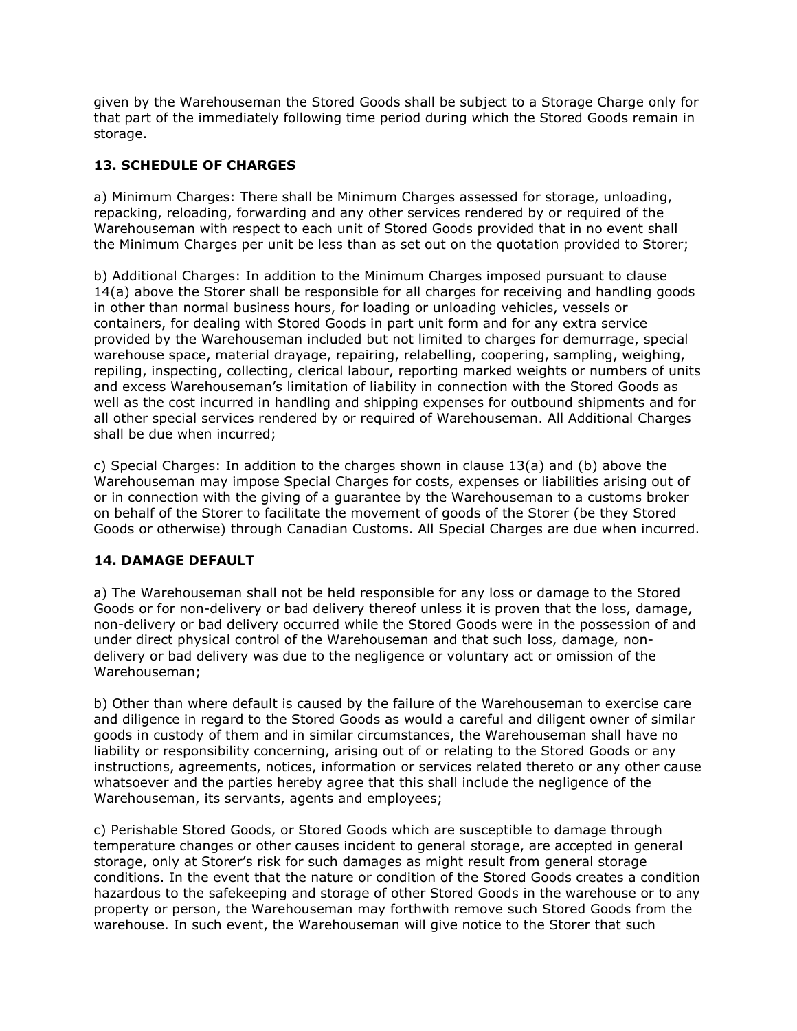given by the Warehouseman the Stored Goods shall be subject to a Storage Charge only for that part of the immediately following time period during which the Stored Goods remain in storage.

### 13. SCHEDULE OF CHARGES

a) Minimum Charges: There shall be Minimum Charges assessed for storage, unloading, repacking, reloading, forwarding and any other services rendered by or required of the Warehouseman with respect to each unit of Stored Goods provided that in no event shall the Minimum Charges per unit be less than as set out on the quotation provided to Storer;

b) Additional Charges: In addition to the Minimum Charges imposed pursuant to clause 14(a) above the Storer shall be responsible for all charges for receiving and handling goods in other than normal business hours, for loading or unloading vehicles, vessels or containers, for dealing with Stored Goods in part unit form and for any extra service provided by the Warehouseman included but not limited to charges for demurrage, special warehouse space, material drayage, repairing, relabelling, coopering, sampling, weighing, repiling, inspecting, collecting, clerical labour, reporting marked weights or numbers of units and excess Warehouseman's limitation of liability in connection with the Stored Goods as well as the cost incurred in handling and shipping expenses for outbound shipments and for all other special services rendered by or required of Warehouseman. All Additional Charges shall be due when incurred;

c) Special Charges: In addition to the charges shown in clause 13(a) and (b) above the Warehouseman may impose Special Charges for costs, expenses or liabilities arising out of or in connection with the giving of a guarantee by the Warehouseman to a customs broker on behalf of the Storer to facilitate the movement of goods of the Storer (be they Stored Goods or otherwise) through Canadian Customs. All Special Charges are due when incurred.

### 14. DAMAGE DEFAULT

a) The Warehouseman shall not be held responsible for any loss or damage to the Stored Goods or for non-delivery or bad delivery thereof unless it is proven that the loss, damage, non-delivery or bad delivery occurred while the Stored Goods were in the possession of and under direct physical control of the Warehouseman and that such loss, damage, non-delivery or bad delivery was due to the negligence or voluntary act or omission of the Warehouseman;

b) Other than where default is caused by the failure of the Warehouseman to exercise care and diligence in regard to the Stored Goods as would a careful and diligent owner of similar goods in custody of them and in similar circumstances, the Warehouseman shall have no liability or responsibility concerning, arising out of or relating to the Stored Goods or any instructions, agreements, notices, information or services related thereto or any other cause whatsoever and the parties hereby agree that this shall include the negligence of the Warehouseman, its servants, agents and employees;

c) Perishable Stored Goods, or Stored Goods which are susceptible to damage through temperature changes or other causes incident to general storage, are accepted in general storage, only at Storer's risk for such damages as might result from general storage conditions. In the event that the nature or condition of the Stored Goods creates a condition hazardous to the safekeeping and storage of other Stored Goods in the warehouse or to any property or person, the Warehouseman may forthwith remove such Stored Goods from the warehouse. In such event, the Warehouseman will give notice to the Storer that such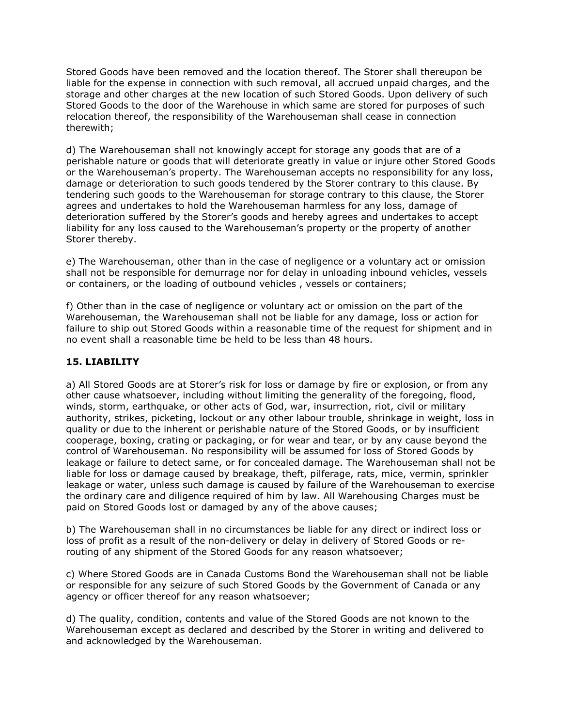Stored Goods have been removed and the location thereof. The Storer shall thereupon be liable for the expense in connection with such removal, all accrued unpaid charges, and the storage and other charges at the new location of such Stored Goods. Upon delivery of such Stored Goods to the door of the Warehouse in which same are stored for purposes of such relocation thereof, the responsibility of the Warehouseman shall cease in connection therewith;

d) The Warehouseman shall not knowingly accept for storage any goods that are of a perishable nature or goods that will deteriorate greatly in value or injure other Stored Goods or the Warehouseman's property. The Warehouseman accepts no responsibility for any loss, damage or deterioration to such goods tendered by the Storer contrary to this clause. By tendering such goods to the Warehouseman for storage contrary to this clause, the Storer agrees and undertakes to hold the Warehouseman harmless for any loss, damage of deterioration suffered by the Storer's goods and hereby agrees and undertakes to accept liability for any loss caused to the Warehouseman's property or the property of another Storer thereby.

e) The Warehouseman, other than in the case of negligence or a voluntary act or omission shall not be responsible for demurrage nor for delay in unloading inbound vehicles, vessels or containers, or the loading of outbound vehicles , vessels or containers;

f) Other than in the case of negligence or voluntary act or omission on the part of the Warehouseman, the Warehouseman shall not be liable for any damage, loss or action for failure to ship out Stored Goods within a reasonable time of the request for shipment and in no event shall a reasonable time be held to be less than 48 hours.

### 15. LIABILITY

a) All Stored Goods are at Storer's risk for loss or damage by fire or explosion, or from any other cause whatsoever, including without limiting the generality of the foregoing, flood, winds, storm, earthquake, or other acts of God, war, insurrection, riot, civil or military authority, strikes, picketing, lockout or any other labour trouble, shrinkage in weight, loss in quality or due to the inherent or perishable nature of the Stored Goods, or by insufficient cooperage, boxing, crating or packaging, or for wear and tear, or by any cause beyond the control of Warehouseman. No responsibility will be assumed for loss of Stored Goods by leakage or failure to detect same, or for concealed damage. The Warehouseman shall not be liable for loss or damage caused by breakage, theft, pilferage, rats, mice, vermin, sprinkler leakage or water, unless such damage is caused by failure of the Warehouseman to exercise the ordinary care and diligence required of him by law. All Warehousing Charges must be paid on Stored Goods lost or damaged by any of the above causes;

b) The Warehouseman shall in no circumstances be liable for any direct or indirect loss or loss of profit as a result of the non-delivery or delay in delivery of Stored Goods or re-routing of any shipment of the Stored Goods for any reason whatsoever;

c) Where Stored Goods are in Canada Customs Bond the Warehouseman shall not be liable or responsible for any seizure of such Stored Goods by the Government of Canada or any agency or officer thereof for any reason whatsoever;

d) The quality, condition, contents and value of the Stored Goods are not known to the Warehouseman except as declared and described by the Storer in writing and delivered to and acknowledged by the Warehouseman.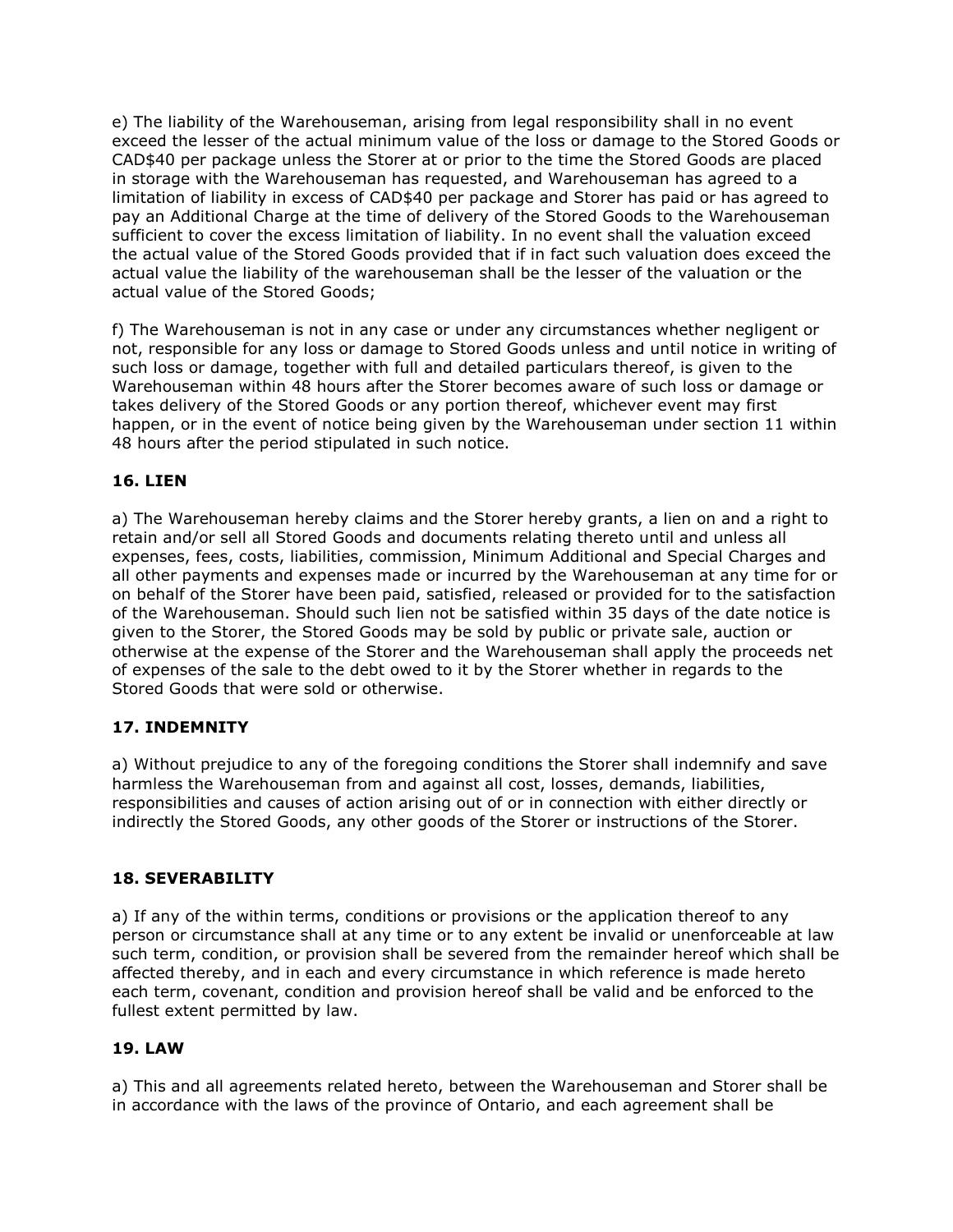e) The liability of the Warehouseman, arising from legal responsibility shall in no event exceed the lesser of the actual minimum value of the loss or damage to the Stored Goods or CAD$40 per package unless the Storer at or prior to the time the Stored Goods are placed in storage with the Warehouseman has requested, and Warehouseman has agreed to a limitation of liability in excess of CAD$40 per package and Storer has paid or has agreed to pay an Additional Charge at the time of delivery of the Stored Goods to the Warehouseman sufficient to cover the excess limitation of liability. In no event shall the valuation exceed the actual value of the Stored Goods provided that if in fact such valuation does exceed the actual value the liability of the warehouseman shall be the lesser of the valuation or the actual value of the Stored Goods;

f) The Warehouseman is not in any case or under any circumstances whether negligent or not, responsible for any loss or damage to Stored Goods unless and until notice in writing of such loss or damage, together with full and detailed particulars thereof, is given to the Warehouseman within 48 hours after the Storer becomes aware of such loss or damage or takes delivery of the Stored Goods or any portion thereof, whichever event may first happen, or in the event of notice being given by the Warehouseman under section 11 within 48 hours after the period stipulated in such notice.

### 16. LIEN

a) The Warehouseman hereby claims and the Storer hereby grants, a lien on and a right to retain and/or sell all Stored Goods and documents relating thereto until and unless all expenses, fees, costs, liabilities, commission, Minimum Additional and Special Charges and all other payments and expenses made or incurred by the Warehouseman at any time for or on behalf of the Storer have been paid, satisfied, released or provided for to the satisfaction of the Warehouseman. Should such lien not be satisfied within 35 days of the date notice is given to the Storer, the Stored Goods may be sold by public or private sale, auction or otherwise at the expense of the Storer and the Warehouseman shall apply the proceeds net of expenses of the sale to the debt owed to it by the Storer whether in regards to the Stored Goods that were sold or otherwise.

### 17. INDEMNITY

a) Without prejudice to any of the foregoing conditions the Storer shall indemnify and save harmless the Warehouseman from and against all cost, losses, demands, liabilities, responsibilities and causes of action arising out of or in connection with either directly or indirectly the Stored Goods, any other goods of the Storer or instructions of the Storer.

### 18. SEVERABILITY

a) If any of the within terms, conditions or provisions or the application thereof to any person or circumstance shall at any time or to any extent be invalid or unenforceable at law such term, condition, or provision shall be severed from the remainder hereof which shall be affected thereby, and in each and every circumstance in which reference is made hereto each term, covenant, condition and provision hereof shall be valid and be enforced to the fullest extent permitted by law.

### 19. LAW

a) This and all agreements related hereto, between the Warehouseman and Storer shall be in accordance with the laws of the province of Ontario, and each agreement shall be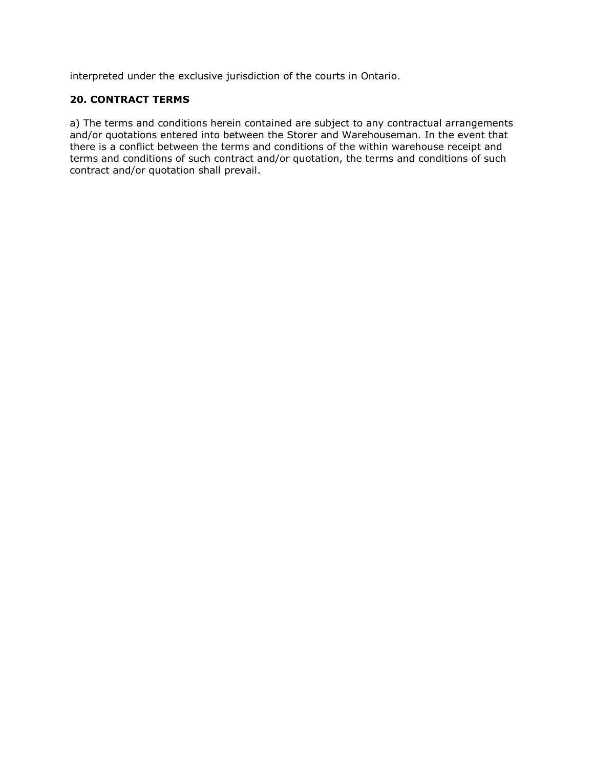interpreted under the exclusive jurisdiction of the courts in Ontario.

**20. CONTRACT TERMS**

a) The terms and conditions herein contained are subject to any contractual arrangements and/or quotations entered into between the Storer and Warehouseman. In the event that there is a conflict between the terms and conditions of the within warehouse receipt and terms and conditions of such contract and/or quotation, the terms and conditions of such contract and/or quotation shall prevail.